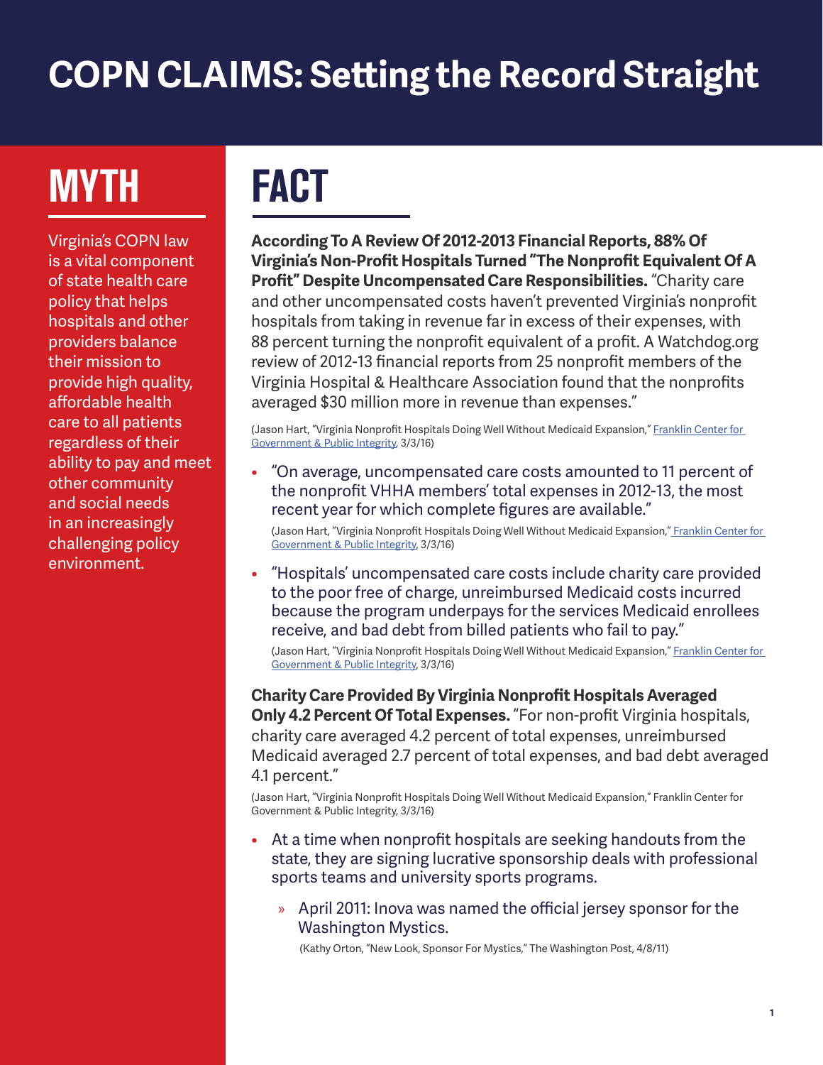# COPN CLAIMS: Setting the Record Straight

## MYTH

Virginia's COPN law is a vital component of state health care policy that helps hospitals and other providers balance their mission to provide high quality, affordable health care to all patients regardless of their ability to pay and meet other community and social needs in an increasingly challenging policy environment.

## FACT

**According To A Review Of 2012-2013 Financial Reports, 88% Of Virginia's Non-Profit Hospitals Turned "The Nonprofit Equivalent Of A Profit" Despite Uncompensated Care Responsibilities.** "Charity care and other uncompensated costs haven't prevented Virginia's nonprofit hospitals from taking in revenue far in excess of their expenses, with 88 percent turning the nonprofit equivalent of a profit. A Watchdog.org review of 2012-13 financial reports from 25 nonprofit members of the Virginia Hospital & Healthcare Association found that the nonprofits averaged $30 million more in revenue than expenses."

(Jason Hart, "Virginia Nonprofit Hospitals Doing Well Without Medicaid Expansion," Franklin Center for Government & Public Integrity, 3/3/16)

- "On average, uncompensated care costs amounted to 11 percent of the nonprofit VHHA members' total expenses in 2012-13, the most recent year for which complete figures are available."

  (Jason Hart, "Virginia Nonprofit Hospitals Doing Well Without Medicaid Expansion," Franklin Center for Government & Public Integrity, 3/3/16)

- "Hospitals' uncompensated care costs include charity care provided to the poor free of charge, unreimbursed Medicaid costs incurred because the program underpays for the services Medicaid enrollees receive, and bad debt from billed patients who fail to pay."

  (Jason Hart, "Virginia Nonprofit Hospitals Doing Well Without Medicaid Expansion," Franklin Center for Government & Public Integrity, 3/3/16)

**Charity Care Provided By Virginia Nonprofit Hospitals Averaged Only 4.2 Percent Of Total Expenses.** "For non-profit Virginia hospitals, charity care averaged 4.2 percent of total expenses, unreimbursed Medicaid averaged 2.7 percent of total expenses, and bad debt averaged 4.1 percent."

(Jason Hart, "Virginia Nonprofit Hospitals Doing Well Without Medicaid Expansion," Franklin Center for Government & Public Integrity, 3/3/16)

- At a time when nonprofit hospitals are seeking handouts from the state, they are signing lucrative sponsorship deals with professional sports teams and university sports programs.
  - April 2011: Inova was named the official jersey sponsor for the Washington Mystics.

    (Kathy Orton, "New Look, Sponsor For Mystics," The Washington Post, 4/8/11)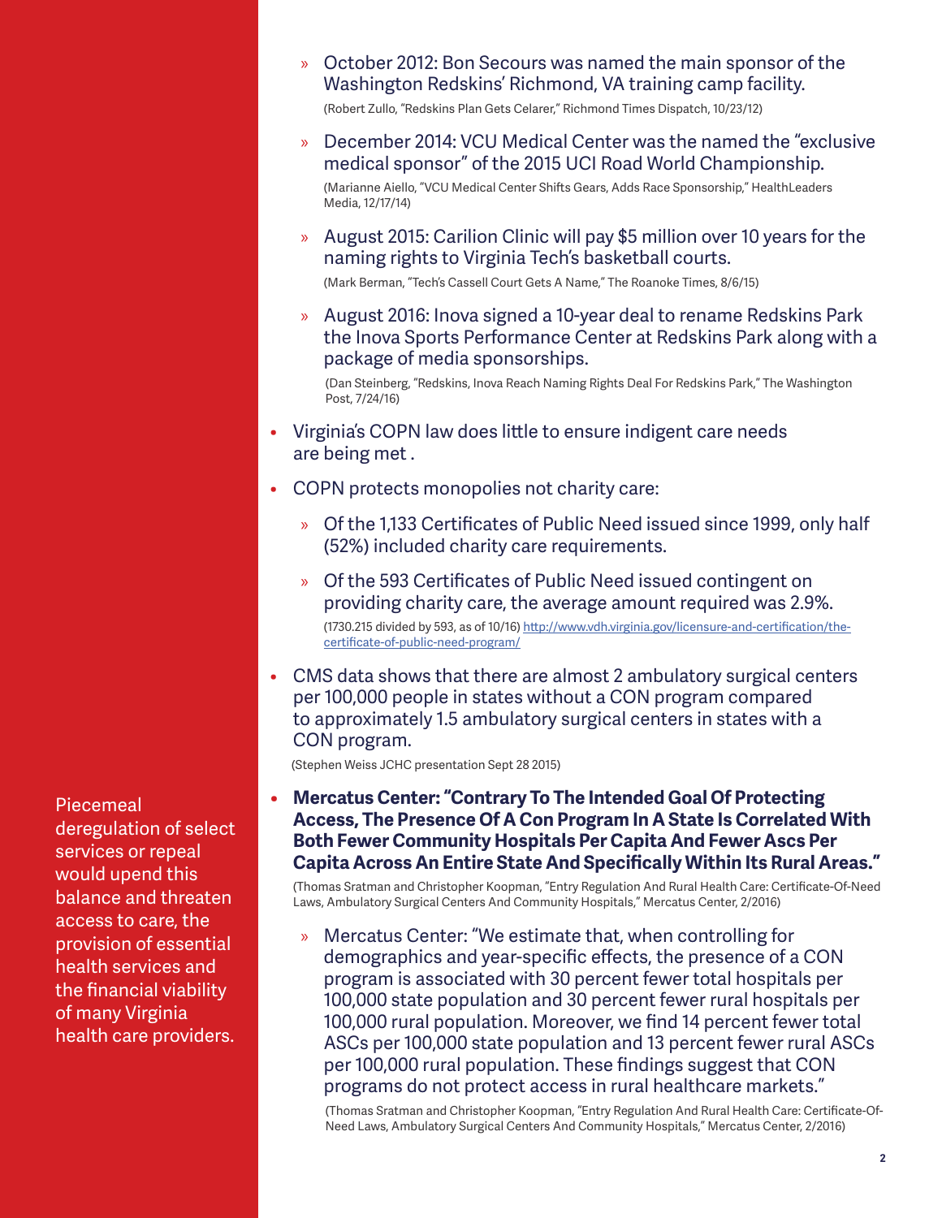- October 2012: Bon Secours was named the main sponsor of the Washington Redskins' Richmond, VA training camp facility.

  (Robert Zullo, "Redskins Plan Gets Celarer," Richmond Times Dispatch, 10/23/12)

- December 2014: VCU Medical Center was the named the "exclusive medical sponsor" of the 2015 UCI Road World Championship.

  (Marianne Aiello, "VCU Medical Center Shifts Gears, Adds Race Sponsorship," HealthLeaders Media, 12/17/14)

- August 2015: Carilion Clinic will pay $5 million over 10 years for the naming rights to Virginia Tech's basketball courts.

  (Mark Berman, "Tech's Cassell Court Gets A Name," The Roanoke Times, 8/6/15)

- August 2016: Inova signed a 10-year deal to rename Redskins Park the Inova Sports Performance Center at Redskins Park along with a package of media sponsorships.

  (Dan Steinberg, "Redskins, Inova Reach Naming Rights Deal For Redskins Park," The Washington Post, 7/24/16)

- Virginia's COPN law does little to ensure indigent care needs are being met .

- COPN protects monopolies not charity care:

  - Of the 1,133 Certificates of Public Need issued since 1999, only half (52%) included charity care requirements.

  - Of the 593 Certificates of Public Need issued contingent on providing charity care, the average amount required was 2.9%.

    (1730.215 divided by 593, as of 10/16) http://www.vdh.virginia.gov/licensure-and-certification/the-certificate-of-public-need-program/

- CMS data shows that there are almost 2 ambulatory surgical centers per 100,000 people in states without a CON program compared to approximately 1.5 ambulatory surgical centers in states with a CON program.

  (Stephen Weiss JCHC presentation Sept 28 2015)

- **Mercatus Center: "Contrary To The Intended Goal Of Protecting Access, The Presence Of A Con Program In A State Is Correlated With Both Fewer Community Hospitals Per Capita And Fewer Ascs Per Capita Across An Entire State And Specifically Within Its Rural Areas."**

  (Thomas Sratman and Christopher Koopman, "Entry Regulation And Rural Health Care: Certificate-Of-Need Laws, Ambulatory Surgical Centers And Community Hospitals," Mercatus Center, 2/2016)

  - Mercatus Center: "We estimate that, when controlling for demographics and year-specific effects, the presence of a CON program is associated with 30 percent fewer total hospitals per 100,000 state population and 30 percent fewer rural hospitals per 100,000 rural population. Moreover, we find 14 percent fewer total ASCs per 100,000 state population and 13 percent fewer rural ASCs per 100,000 rural population. These findings suggest that CON programs do not protect access in rural healthcare markets."

    (Thomas Sratman and Christopher Koopman, "Entry Regulation And Rural Health Care: Certificate-Of-Need Laws, Ambulatory Surgical Centers And Community Hospitals," Mercatus Center, 2/2016)

Piecemeal deregulation of select services or repeal would upend this balance and threaten access to care, the provision of essential health services and the financial viability of many Virginia health care providers.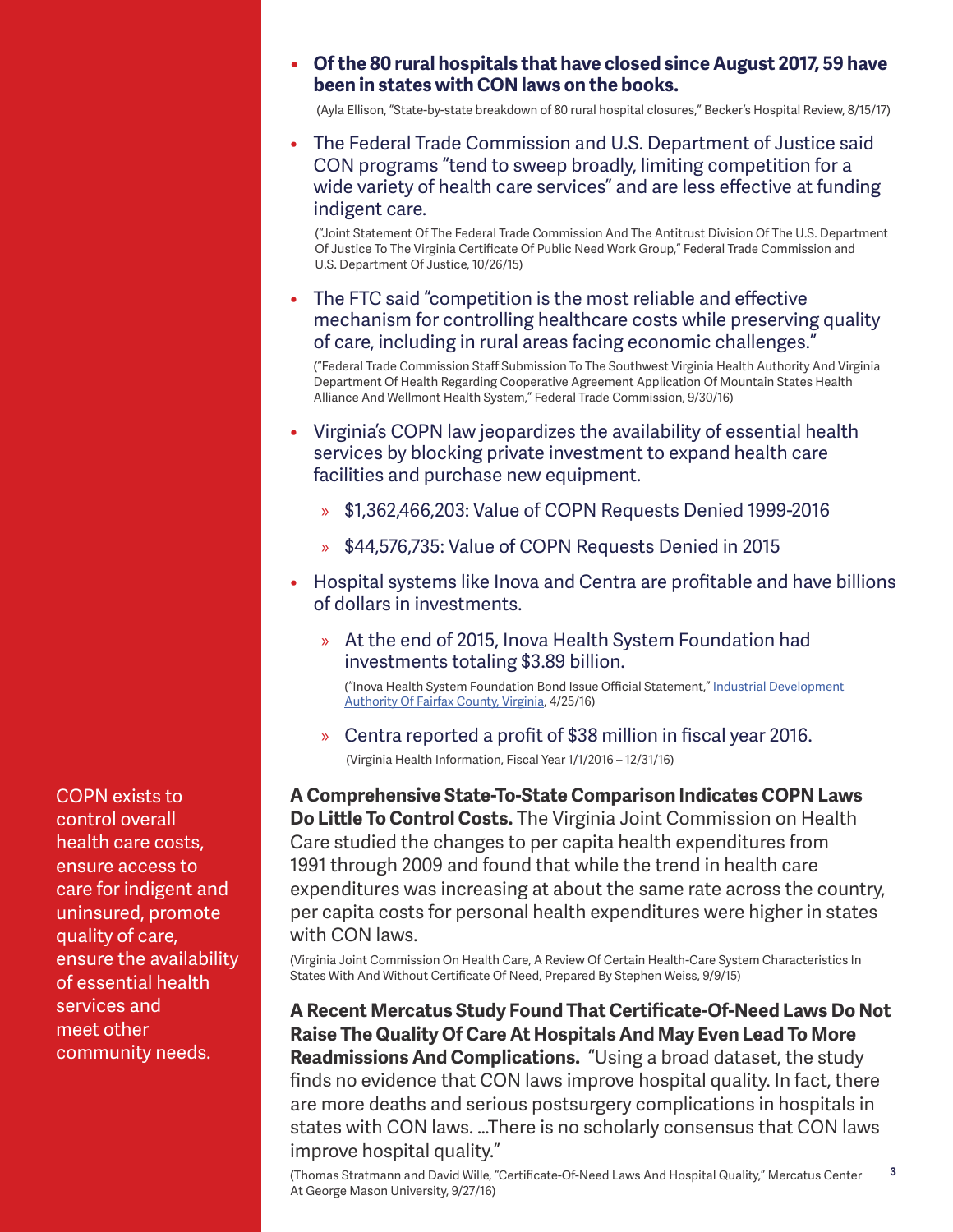- **Of the 80 rural hospitals that have closed since August 2017, 59 have been in states with CON laws on the books.**

  (Ayla Ellison, "State-by-state breakdown of 80 rural hospital closures," Becker's Hospital Review, 8/15/17)

- The Federal Trade Commission and U.S. Department of Justice said CON programs "tend to sweep broadly, limiting competition for a wide variety of health care services" and are less effective at funding indigent care.

  ("Joint Statement Of The Federal Trade Commission And The Antitrust Division Of The U.S. Department Of Justice To The Virginia Certificate Of Public Need Work Group," Federal Trade Commission and U.S. Department Of Justice, 10/26/15)

- The FTC said "competition is the most reliable and effective mechanism for controlling healthcare costs while preserving quality of care, including in rural areas facing economic challenges."

  ("Federal Trade Commission Staff Submission To The Southwest Virginia Health Authority And Virginia Department Of Health Regarding Cooperative Agreement Application Of Mountain States Health Alliance And Wellmont Health System," Federal Trade Commission, 9/30/16)

- Virginia's COPN law jeopardizes the availability of essential health services by blocking private investment to expand health care facilities and purchase new equipment.
  - $1,362,466,203: Value of COPN Requests Denied 1999-2016
  - $44,576,735: Value of COPN Requests Denied in 2015

- Hospital systems like Inova and Centra are profitable and have billions of dollars in investments.
  - At the end of 2015, Inova Health System Foundation had investments totaling $3.89 billion.

    ("Inova Health System Foundation Bond Issue Official Statement," Industrial Development Authority Of Fairfax County, Virginia, 4/25/16)

  - Centra reported a profit of $38 million in fiscal year 2016.

    (Virginia Health Information, Fiscal Year 1/1/2016 – 12/31/16)

COPN exists to control overall health care costs, ensure access to care for indigent and uninsured, promote quality of care, ensure the availability of essential health services and meet other community needs.

**A Comprehensive State-To-State Comparison Indicates COPN Laws Do Little To Control Costs.** The Virginia Joint Commission on Health Care studied the changes to per capita health expenditures from 1991 through 2009 and found that while the trend in health care expenditures was increasing at about the same rate across the country, per capita costs for personal health expenditures were higher in states with CON laws.

(Virginia Joint Commission On Health Care, A Review Of Certain Health-Care System Characteristics In States With And Without Certificate Of Need, Prepared By Stephen Weiss, 9/9/15)

**A Recent Mercatus Study Found That Certificate-Of-Need Laws Do Not Raise The Quality Of Care At Hospitals And May Even Lead To More Readmissions And Complications.** "Using a broad dataset, the study finds no evidence that CON laws improve hospital quality. In fact, there are more deaths and serious postsurgery complications in hospitals in states with CON laws. ...There is no scholarly consensus that CON laws improve hospital quality."

(Thomas Stratmann and David Wille, "Certificate-Of-Need Laws And Hospital Quality," Mercatus Center At George Mason University, 9/27/16)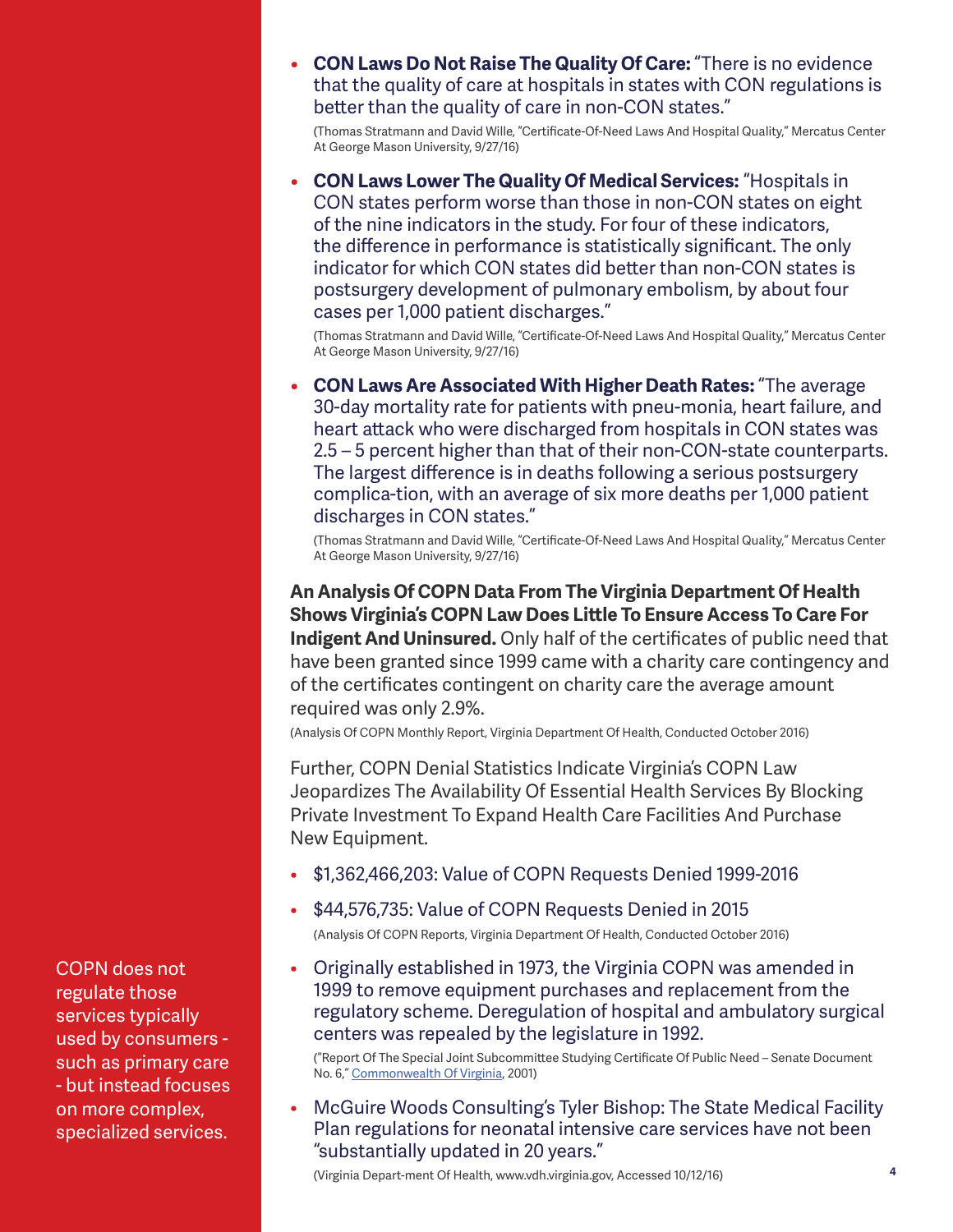- **CON Laws Do Not Raise The Quality Of Care:** "There is no evidence that the quality of care at hospitals in states with CON regulations is better than the quality of care in non-CON states."

  (Thomas Stratmann and David Wille, "Certificate-Of-Need Laws And Hospital Quality," Mercatus Center At George Mason University, 9/27/16)

- **CON Laws Lower The Quality Of Medical Services:** "Hospitals in CON states perform worse than those in non-CON states on eight of the nine indicators in the study. For four of these indicators, the difference in performance is statistically significant. The only indicator for which CON states did better than non-CON states is postsurgery development of pulmonary embolism, by about four cases per 1,000 patient discharges."

  (Thomas Stratmann and David Wille, "Certificate-Of-Need Laws And Hospital Quality," Mercatus Center At George Mason University, 9/27/16)

- **CON Laws Are Associated With Higher Death Rates:** "The average 30-day mortality rate for patients with pneu-monia, heart failure, and heart attack who were discharged from hospitals in CON states was 2.5 – 5 percent higher than that of their non-CON-state counterparts. The largest difference is in deaths following a serious postsurgery complica-tion, with an average of six more deaths per 1,000 patient discharges in CON states."

  (Thomas Stratmann and David Wille, "Certificate-Of-Need Laws And Hospital Quality," Mercatus Center At George Mason University, 9/27/16)

**An Analysis Of COPN Data From The Virginia Department Of Health Shows Virginia's COPN Law Does Little To Ensure Access To Care For Indigent And Uninsured.** Only half of the certificates of public need that have been granted since 1999 came with a charity care contingency and of the certificates contingent on charity care the average amount required was only 2.9%.

(Analysis Of COPN Monthly Report, Virginia Department Of Health, Conducted October 2016)

Further, COPN Denial Statistics Indicate Virginia's COPN Law Jeopardizes The Availability Of Essential Health Services By Blocking Private Investment To Expand Health Care Facilities And Purchase New Equipment.

- $1,362,466,203: Value of COPN Requests Denied 1999-2016
- $44,576,735: Value of COPN Requests Denied in 2015

  (Analysis Of COPN Reports, Virginia Department Of Health, Conducted October 2016)

- Originally established in 1973, the Virginia COPN was amended in 1999 to remove equipment purchases and replacement from the regulatory scheme. Deregulation of hospital and ambulatory surgical centers was repealed by the legislature in 1992.

  ("Report Of The Special Joint Subcommittee Studying Certificate Of Public Need – Senate Document No. 6," Commonwealth Of Virginia, 2001)

- McGuire Woods Consulting's Tyler Bishop: The State Medical Facility Plan regulations for neonatal intensive care services have not been "substantially updated in 20 years."

  (Virginia Depart-ment Of Health, www.vdh.virginia.gov, Accessed 10/12/16)

COPN does not regulate those services typically used by consumers - such as primary care - but instead focuses on more complex, specialized services.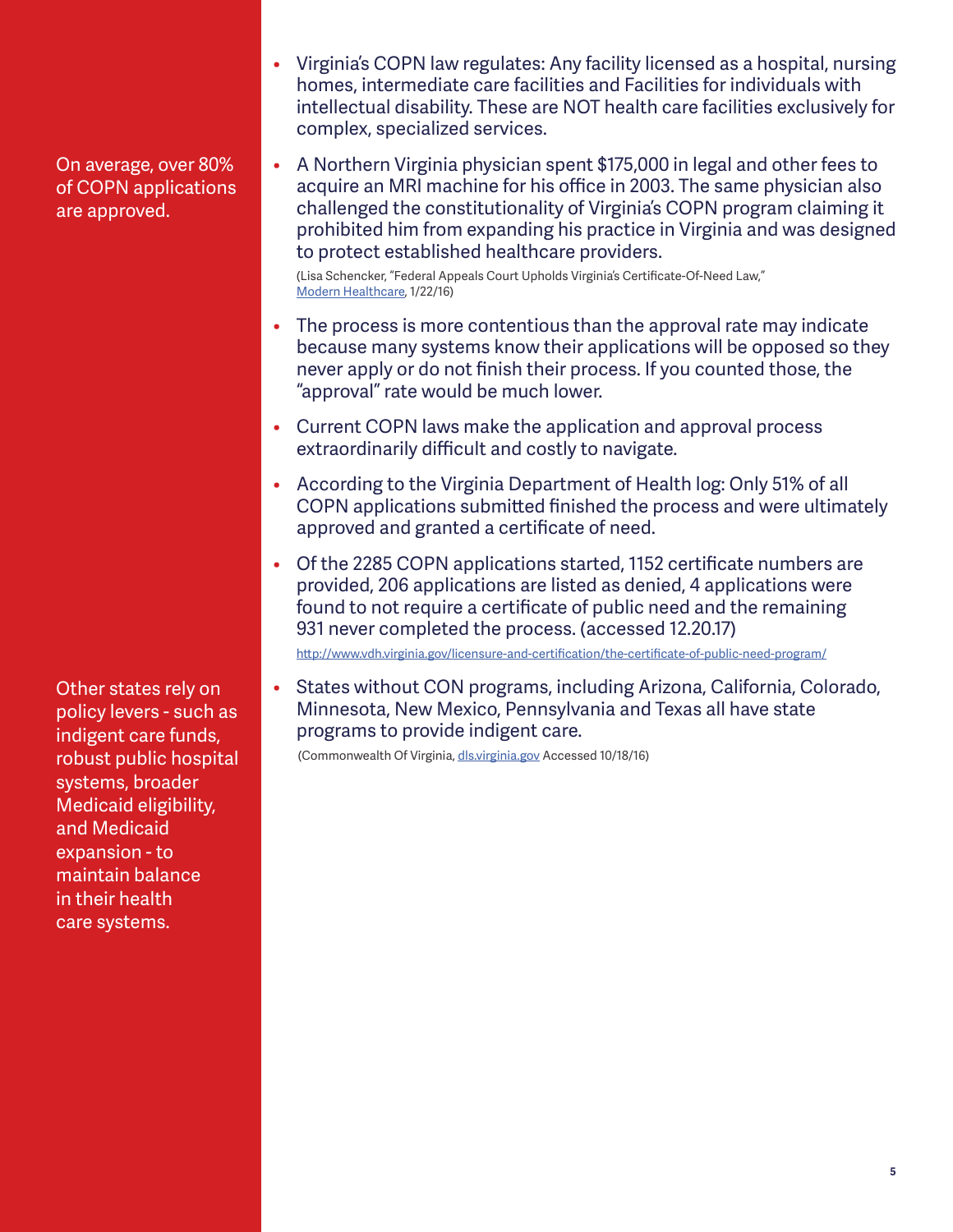On average, over 80% of COPN applications are approved.

- Virginia's COPN law regulates: Any facility licensed as a hospital, nursing homes, intermediate care facilities and Facilities for individuals with intellectual disability. These are NOT health care facilities exclusively for complex, specialized services.
- A Northern Virginia physician spent $175,000 in legal and other fees to acquire an MRI machine for his office in 2003. The same physician also challenged the constitutionality of Virginia's COPN program claiming it prohibited him from expanding his practice in Virginia and was designed to protect established healthcare providers.

  (Lisa Schencker, "Federal Appeals Court Upholds Virginia's Certificate-Of-Need Law," Modern Healthcare, 1/22/16)

- The process is more contentious than the approval rate may indicate because many systems know their applications will be opposed so they never apply or do not finish their process. If you counted those, the "approval" rate would be much lower.
- Current COPN laws make the application and approval process extraordinarily difficult and costly to navigate.
- According to the Virginia Department of Health log: Only 51% of all COPN applications submitted finished the process and were ultimately approved and granted a certificate of need.
- Of the 2285 COPN applications started, 1152 certificate numbers are provided, 206 applications are listed as denied, 4 applications were found to not require a certificate of public need and the remaining 931 never completed the process. (accessed 12.20.17)

  http://www.vdh.virginia.gov/licensure-and-certification/the-certificate-of-public-need-program/

Other states rely on policy levers - such as indigent care funds, robust public hospital systems, broader Medicaid eligibility, and Medicaid expansion - to maintain balance in their health care systems.

- States without CON programs, including Arizona, California, Colorado, Minnesota, New Mexico, Pennsylvania and Texas all have state programs to provide indigent care.

  (Commonwealth Of Virginia, dls.virginia.gov Accessed 10/18/16)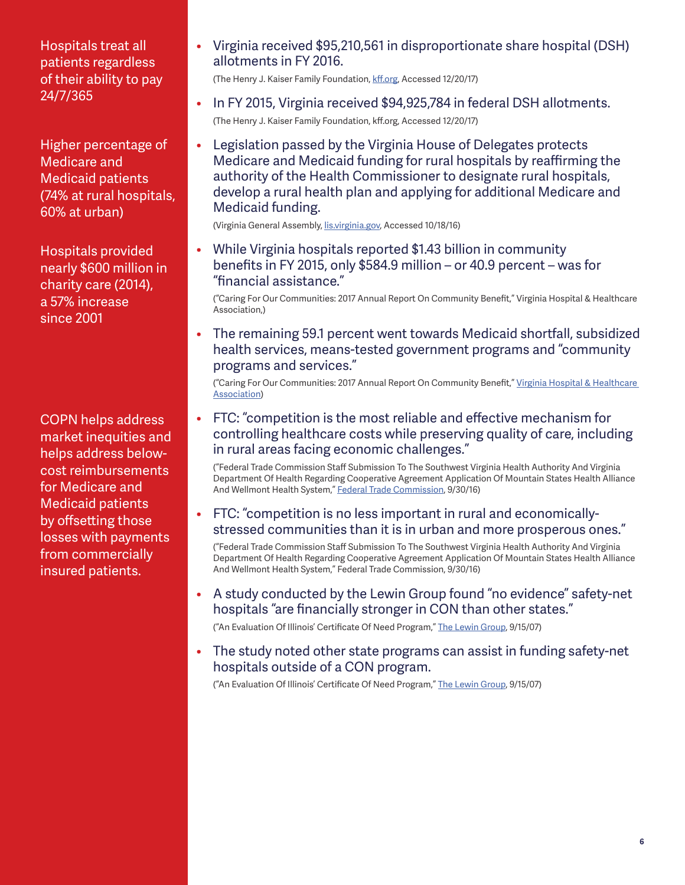Hospitals treat all patients regardless of their ability to pay 24/7/365

Higher percentage of Medicare and Medicaid patients (74% at rural hospitals, 60% at urban)

Hospitals provided nearly $600 million in charity care (2014), a 57% increase since 2001

COPN helps address market inequities and helps address below-cost reimbursements for Medicare and Medicaid patients by offsetting those losses with payments from commercially insured patients.

- Virginia received $95,210,561 in disproportionate share hospital (DSH) allotments in FY 2016.
  (The Henry J. Kaiser Family Foundation, kff.org, Accessed 12/20/17)
- In FY 2015, Virginia received $94,925,784 in federal DSH allotments.
  (The Henry J. Kaiser Family Foundation, kff.org, Accessed 12/20/17)
- Legislation passed by the Virginia House of Delegates protects Medicare and Medicaid funding for rural hospitals by reaffirming the authority of the Health Commissioner to designate rural hospitals, develop a rural health plan and applying for additional Medicare and Medicaid funding.
  (Virginia General Assembly, lis.virginia.gov, Accessed 10/18/16)
- While Virginia hospitals reported $1.43 billion in community benefits in FY 2015, only $584.9 million – or 40.9 percent – was for "financial assistance."
  ("Caring For Our Communities: 2017 Annual Report On Community Benefit," Virginia Hospital & Healthcare Association,)
- The remaining 59.1 percent went towards Medicaid shortfall, subsidized health services, means-tested government programs and "community programs and services."
  ("Caring For Our Communities: 2017 Annual Report On Community Benefit," Virginia Hospital & Healthcare Association)
- FTC: "competition is the most reliable and effective mechanism for controlling healthcare costs while preserving quality of care, including in rural areas facing economic challenges."
  ("Federal Trade Commission Staff Submission To The Southwest Virginia Health Authority And Virginia Department Of Health Regarding Cooperative Agreement Application Of Mountain States Health Alliance And Wellmont Health System," Federal Trade Commission, 9/30/16)
- FTC: "competition is no less important in rural and economically-stressed communities than it is in urban and more prosperous ones."
  ("Federal Trade Commission Staff Submission To The Southwest Virginia Health Authority And Virginia Department Of Health Regarding Cooperative Agreement Application Of Mountain States Health Alliance And Wellmont Health System," Federal Trade Commission, 9/30/16)
- A study conducted by the Lewin Group found "no evidence" safety-net hospitals "are financially stronger in CON than other states."
  ("An Evaluation Of Illinois' Certificate Of Need Program," The Lewin Group, 9/15/07)
- The study noted other state programs can assist in funding safety-net hospitals outside of a CON program.
  ("An Evaluation Of Illinois' Certificate Of Need Program," The Lewin Group, 9/15/07)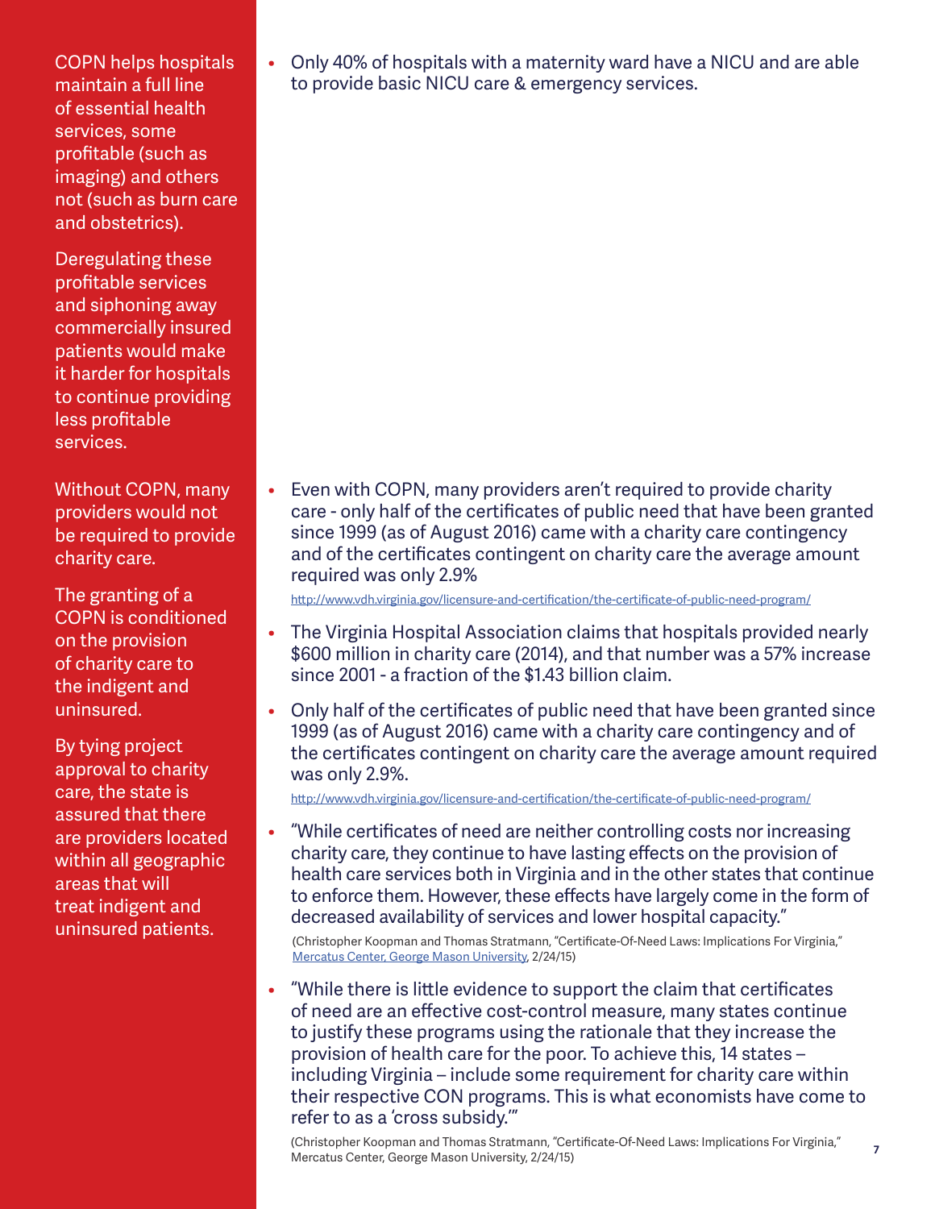COPN helps hospitals maintain a full line of essential health services, some profitable (such as imaging) and others not (such as burn care and obstetrics).

Deregulating these profitable services and siphoning away commercially insured patients would make it harder for hospitals to continue providing less profitable services.

- Only 40% of hospitals with a maternity ward have a NICU and are able to provide basic NICU care & emergency services.

Without COPN, many providers would not be required to provide charity care.

The granting of a COPN is conditioned on the provision of charity care to the indigent and uninsured.

By tying project approval to charity care, the state is assured that there are providers located within all geographic areas that will treat indigent and uninsured patients.

- Even with COPN, many providers aren't required to provide charity care - only half of the certificates of public need that have been granted since 1999 (as of August 2016) came with a charity care contingency and of the certificates contingent on charity care the average amount required was only 2.9%

  http://www.vdh.virginia.gov/licensure-and-certification/the-certificate-of-public-need-program/

- The Virginia Hospital Association claims that hospitals provided nearly $600 million in charity care (2014), and that number was a 57% increase since 2001 - a fraction of the $1.43 billion claim.

- Only half of the certificates of public need that have been granted since 1999 (as of August 2016) came with a charity care contingency and of the certificates contingent on charity care the average amount required was only 2.9%.

  http://www.vdh.virginia.gov/licensure-and-certification/the-certificate-of-public-need-program/

- "While certificates of need are neither controlling costs nor increasing charity care, they continue to have lasting effects on the provision of health care services both in Virginia and in the other states that continue to enforce them. However, these effects have largely come in the form of decreased availability of services and lower hospital capacity."

  (Christopher Koopman and Thomas Stratmann, "Certificate-Of-Need Laws: Implications For Virginia," Mercatus Center, George Mason University, 2/24/15)

- "While there is little evidence to support the claim that certificates of need are an effective cost-control measure, many states continue to justify these programs using the rationale that they increase the provision of health care for the poor. To achieve this, 14 states – including Virginia – include some requirement for charity care within their respective CON programs. This is what economists have come to refer to as a 'cross subsidy.'"

  (Christopher Koopman and Thomas Stratmann, "Certificate-Of-Need Laws: Implications For Virginia," Mercatus Center, George Mason University, 2/24/15)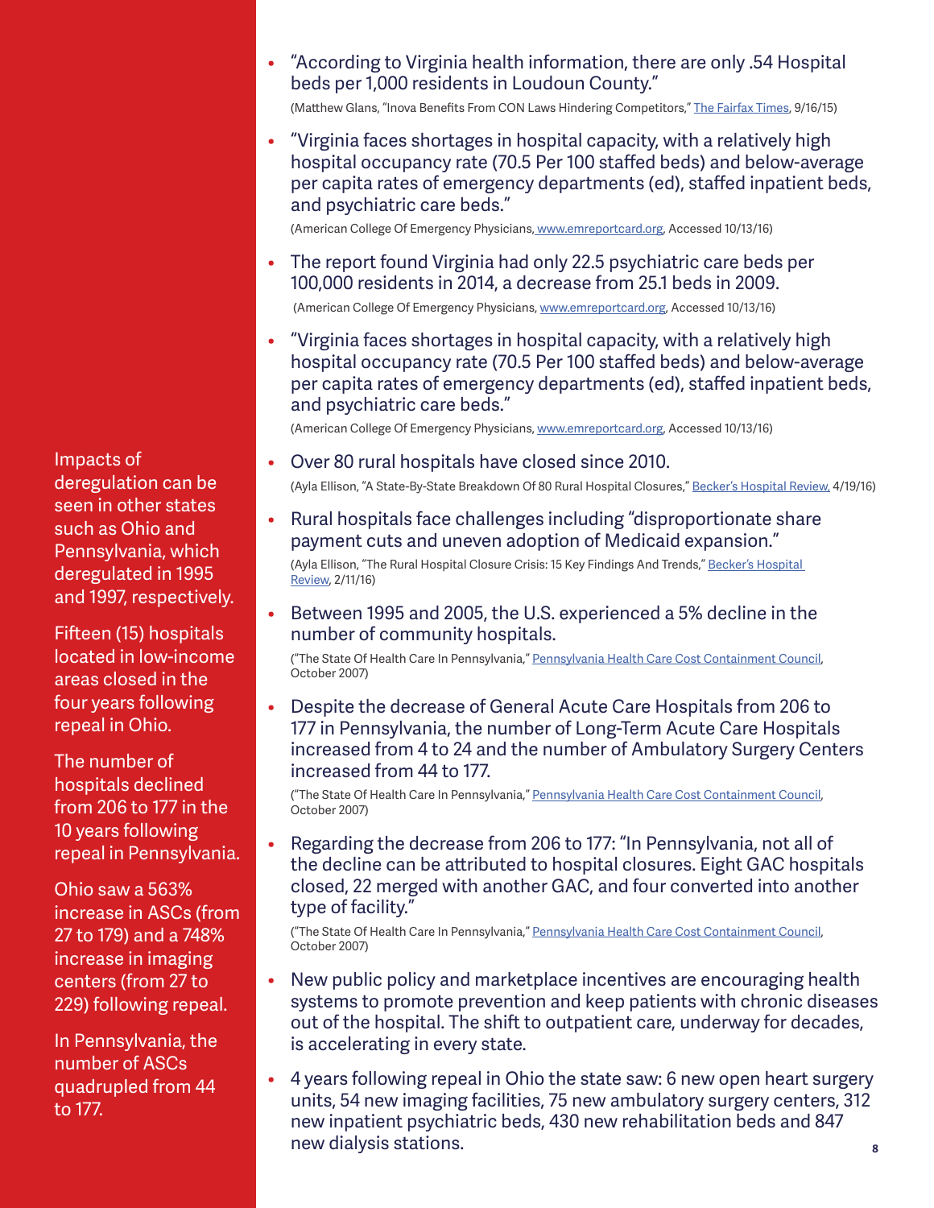Impacts of deregulation can be seen in other states such as Ohio and Pennsylvania, which deregulated in 1995 and 1997, respectively.

Fifteen (15) hospitals located in low-income areas closed in the four years following repeal in Ohio.

The number of hospitals declined from 206 to 177 in the 10 years following repeal in Pennsylvania.

Ohio saw a 563% increase in ASCs (from 27 to 179) and a 748% increase in imaging centers (from 27 to 229) following repeal.

In Pennsylvania, the number of ASCs quadrupled from 44 to 177.

- "According to Virginia health information, there are only .54 Hospital beds per 1,000 residents in Loudoun County."
  (Matthew Glans, "Inova Benefits From CON Laws Hindering Competitors," The Fairfax Times, 9/16/15)
- "Virginia faces shortages in hospital capacity, with a relatively high hospital occupancy rate (70.5 Per 100 staffed beds) and below-average per capita rates of emergency departments (ed), staffed inpatient beds, and psychiatric care beds."
  (American College Of Emergency Physicians, www.emreportcard.org, Accessed 10/13/16)
- The report found Virginia had only 22.5 psychiatric care beds per 100,000 residents in 2014, a decrease from 25.1 beds in 2009.
  (American College Of Emergency Physicians, www.emreportcard.org, Accessed 10/13/16)
- "Virginia faces shortages in hospital capacity, with a relatively high hospital occupancy rate (70.5 Per 100 staffed beds) and below-average per capita rates of emergency departments (ed), staffed inpatient beds, and psychiatric care beds."
  (American College Of Emergency Physicians, www.emreportcard.org, Accessed 10/13/16)
- Over 80 rural hospitals have closed since 2010.
  (Ayla Ellison, "A State-By-State Breakdown Of 80 Rural Hospital Closures," Becker's Hospital Review, 4/19/16)
- Rural hospitals face challenges including "disproportionate share payment cuts and uneven adoption of Medicaid expansion."
  (Ayla Ellison, "The Rural Hospital Closure Crisis: 15 Key Findings And Trends," Becker's Hospital Review, 2/11/16)
- Between 1995 and 2005, the U.S. experienced a 5% decline in the number of community hospitals.
  ("The State Of Health Care In Pennsylvania," Pennsylvania Health Care Cost Containment Council, October 2007)
- Despite the decrease of General Acute Care Hospitals from 206 to 177 in Pennsylvania, the number of Long-Term Acute Care Hospitals increased from 4 to 24 and the number of Ambulatory Surgery Centers increased from 44 to 177.
  ("The State Of Health Care In Pennsylvania," Pennsylvania Health Care Cost Containment Council, October 2007)
- Regarding the decrease from 206 to 177: "In Pennsylvania, not all of the decline can be attributed to hospital closures. Eight GAC hospitals closed, 22 merged with another GAC, and four converted into another type of facility."
  ("The State Of Health Care In Pennsylvania," Pennsylvania Health Care Cost Containment Council, October 2007)
- New public policy and marketplace incentives are encouraging health systems to promote prevention and keep patients with chronic diseases out of the hospital. The shift to outpatient care, underway for decades, is accelerating in every state.
- 4 years following repeal in Ohio the state saw: 6 new open heart surgery units, 54 new imaging facilities, 75 new ambulatory surgery centers, 312 new inpatient psychiatric beds, 430 new rehabilitation beds and 847 new dialysis stations.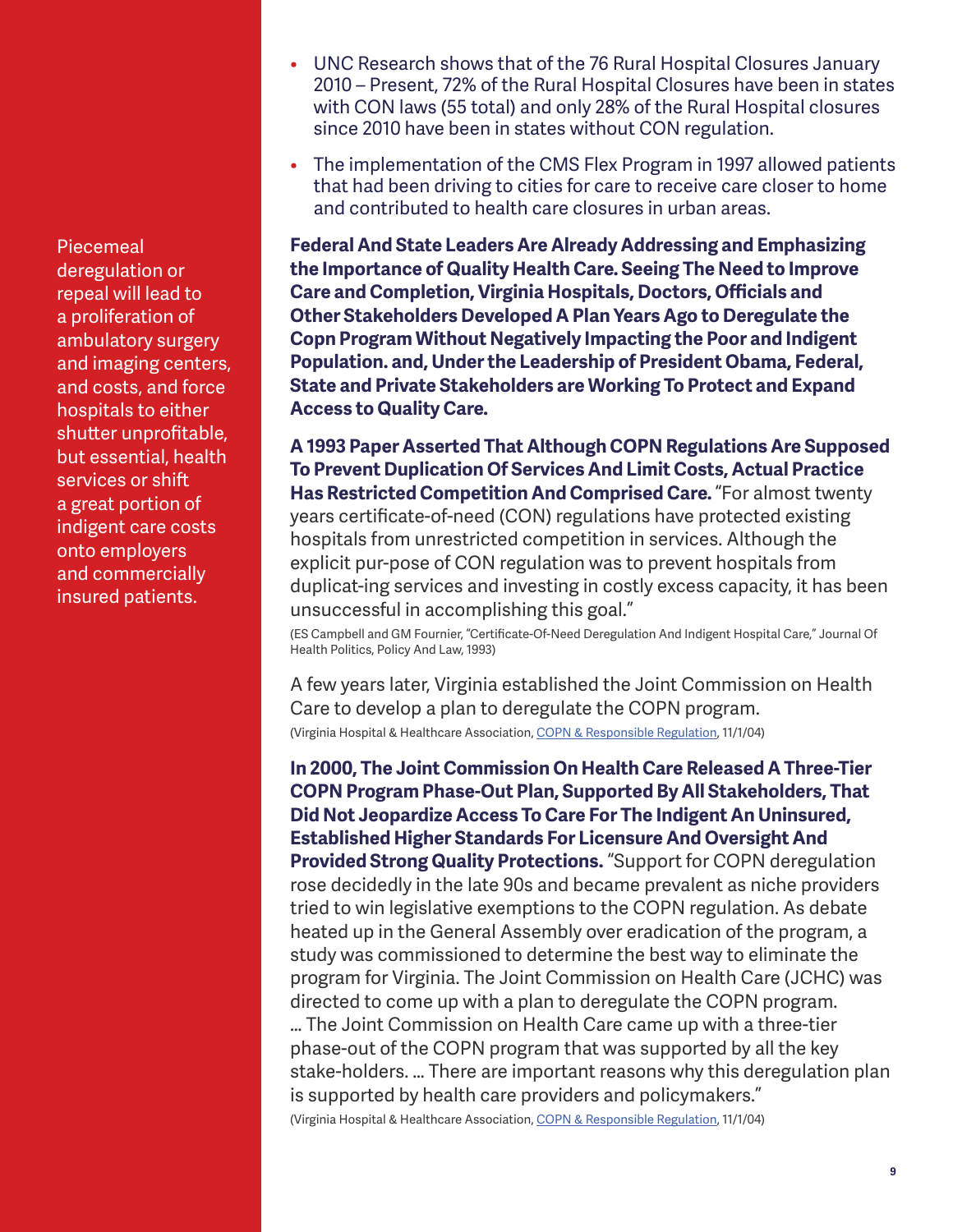Piecemeal deregulation or repeal will lead to a proliferation of ambulatory surgery and imaging centers, and costs, and force hospitals to either shutter unprofitable, but essential, health services or shift a great portion of indigent care costs onto employers and commercially insured patients.

- UNC Research shows that of the 76 Rural Hospital Closures January 2010 – Present, 72% of the Rural Hospital Closures have been in states with CON laws (55 total) and only 28% of the Rural Hospital closures since 2010 have been in states without CON regulation.
- The implementation of the CMS Flex Program in 1997 allowed patients that had been driving to cities for care to receive care closer to home and contributed to health care closures in urban areas.

**Federal And State Leaders Are Already Addressing and Emphasizing the Importance of Quality Health Care. Seeing The Need to Improve Care and Completion, Virginia Hospitals, Doctors, Officials and Other Stakeholders Developed A Plan Years Ago to Deregulate the Copn Program Without Negatively Impacting the Poor and Indigent Population. and, Under the Leadership of President Obama, Federal, State and Private Stakeholders are Working To Protect and Expand Access to Quality Care.**

**A 1993 Paper Asserted That Although COPN Regulations Are Supposed To Prevent Duplication Of Services And Limit Costs, Actual Practice Has Restricted Competition And Comprised Care.** "For almost twenty years certificate-of-need (CON) regulations have protected existing hospitals from unrestricted competition in services. Although the explicit pur-pose of CON regulation was to prevent hospitals from duplicat-ing services and investing in costly excess capacity, it has been unsuccessful in accomplishing this goal."

(ES Campbell and GM Fournier, "Certificate-Of-Need Deregulation And Indigent Hospital Care," Journal Of Health Politics, Policy And Law, 1993)

A few years later, Virginia established the Joint Commission on Health Care to develop a plan to deregulate the COPN program.

(Virginia Hospital & Healthcare Association, COPN & Responsible Regulation, 11/1/04)

**In 2000, The Joint Commission On Health Care Released A Three-Tier COPN Program Phase-Out Plan, Supported By All Stakeholders, That Did Not Jeopardize Access To Care For The Indigent An Uninsured, Established Higher Standards For Licensure And Oversight And Provided Strong Quality Protections.** "Support for COPN deregulation rose decidedly in the late 90s and became prevalent as niche providers tried to win legislative exemptions to the COPN regulation. As debate heated up in the General Assembly over eradication of the program, a study was commissioned to determine the best way to eliminate the program for Virginia. The Joint Commission on Health Care (JCHC) was directed to come up with a plan to deregulate the COPN program. … The Joint Commission on Health Care came up with a three-tier phase-out of the COPN program that was supported by all the key stake-holders. … There are important reasons why this deregulation plan is supported by health care providers and policymakers."

(Virginia Hospital & Healthcare Association, COPN & Responsible Regulation, 11/1/04)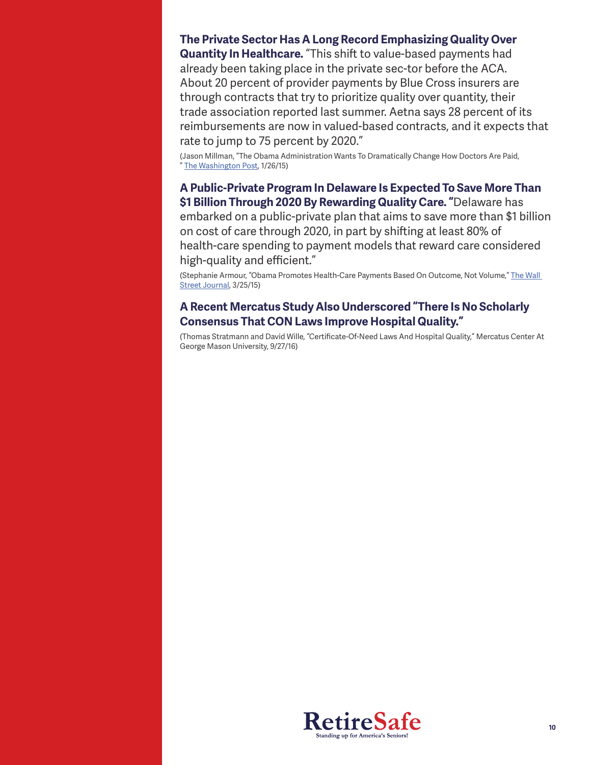**The Private Sector Has A Long Record Emphasizing Quality Over Quantity In Healthcare.** "This shift to value-based payments had already been taking place in the private sec-tor before the ACA. About 20 percent of provider payments by Blue Cross insurers are through contracts that try to prioritize quality over quantity, their trade association reported last summer. Aetna says 28 percent of its reimbursements are now in valued-based contracts, and it expects that rate to jump to 75 percent by 2020."

(Jason Millman, "The Obama Administration Wants To Dramatically Change How Doctors Are Paid, " The Washington Post, 1/26/15)

**A Public-Private Program In Delaware Is Expected To Save More Than $1 Billion Through 2020 By Rewarding Quality Care. "**Delaware has embarked on a public-private plan that aims to save more than $1 billion on cost of care through 2020, in part by shifting at least 80% of health-care spending to payment models that reward care considered high-quality and efficient."

(Stephanie Armour, "Obama Promotes Health-Care Payments Based On Outcome, Not Volume," The Wall Street Journal, 3/25/15)

**A Recent Mercatus Study Also Underscored "There Is No Scholarly Consensus That CON Laws Improve Hospital Quality."**

(Thomas Stratmann and David Wille, "Certificate-Of-Need Laws And Hospital Quality," Mercatus Center At George Mason University, 9/27/16)

RetireSafe
Standing up for America's Seniors!